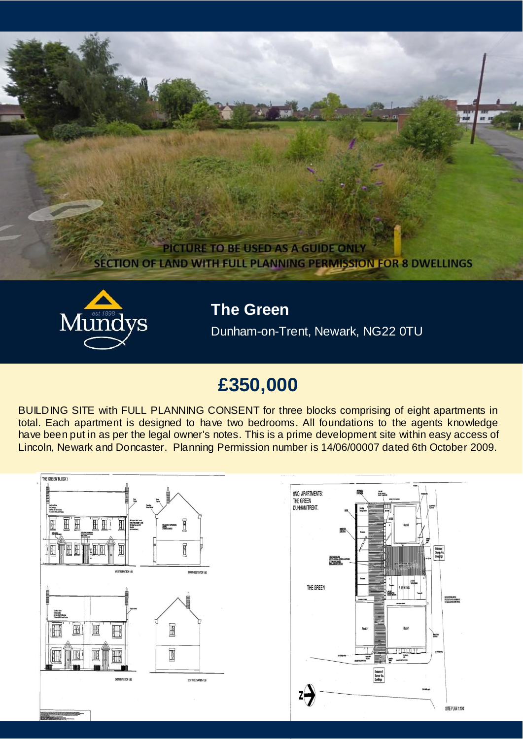PICTURE TO BE USED AS A GUIDE ONLY
SECTION OF LAND WITH FULL PLANNING PERMISSION FOR 8 DWELLINGS

## The Green

Dunham-on-Trent, Newark, NG22 0TU

# £350,000

BUILDING SITE with FULL PLANNING CONSENT for three blocks comprising of eight apartments in total. Each apartment is designed to have two bedrooms. All foundations to the agents knowledge have been put in as per the legal owner's notes. This is a prime development site within easy access of Lincoln, Newark and Doncaster. Planning Permission number is 14/06/00007 dated 6th October 2009.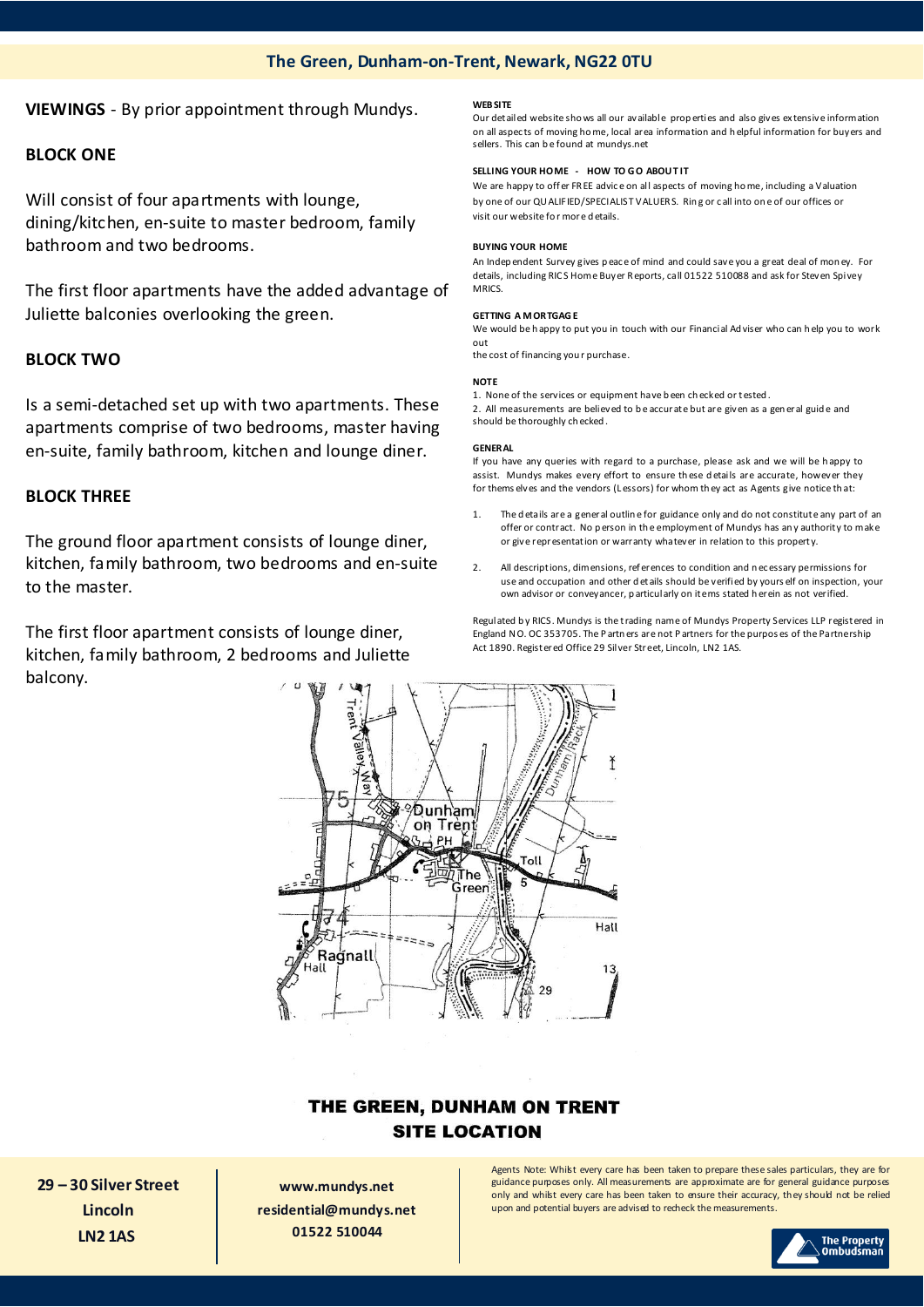**VIEWINGS** - By prior appointment through Mundys.

## BLOCK ONE

Will consist of four apartments with lounge, dining/kitchen, en-suite to master bedroom, family bathroom and two bedrooms.

The first floor apartments have the added advantage of Juliette balconies overlooking the green.

## BLOCK TWO

Is a semi-detached set up with two apartments. These apartments comprise of two bedrooms, master having en-suite, family bathroom, kitchen and lounge diner.

## BLOCK THREE

The ground floor apartment consists of lounge diner, kitchen, family bathroom, two bedrooms and en-suite to the master.

The first floor apartment consists of lounge diner, kitchen, family bathroom, 2 bedrooms and Juliette balcony.

**WEBSITE**

Our detailed website shows all our available properties and also gives extensive information on all aspects of moving home, local area information and helpful information for buyers and sellers. This can be found at mundys.net

**SELLING YOUR HOME - HOW TO GO ABOUT IT**

We are happy to offer FREE advice on all aspects of moving home, including a Valuation by one of our QUALIFIED/SPECIALIST VALUERS. Ring or call into one of our offices or visit our website for more details.

**BUYING YOUR HOME**

An Independent Survey gives peace of mind and could save you a great deal of money. For details, including RICS Home Buyer Reports, call 01522 510088 and ask for Steven Spivey MRICS.

**GETTING A MORTGAGE**

We would be happy to put you in touch with our Financial Adviser who can help you to work out
the cost of financing your purchase.

**NOTE**

1. None of the services or equipment have been checked or tested.
2. All measurements are believed to be accurate but are given as a general guide and should be thoroughly checked.

**GENERAL**

If you have any queries with regard to a purchase, please ask and we will be happy to assist. Mundys makes every effort to ensure these details are accurate, however they for themselves and the vendors (Lessors) for whom they act as Agents give notice that:

1. The details are a general outline for guidance only and do not constitute any part of an offer or contract. No person in the employment of Mundys has any authority to make or give representation or warranty whatever in relation to this property.
2. All descriptions, dimensions, references to condition and necessary permissions for use and occupation and other details should be verified by yourself on inspection, your own advisor or conveyancer, particularly on items stated herein as not verified.

Regulated by RICS. Mundys is the trading name of Mundys Property Services LLP registered in England NO. OC 353705. The Partners are not Partners for the purposes of the Partnership Act 1890. Registered Office 29 Silver Street, Lincoln, LN2 1AS.

Trent Valley Way
75
Dunham on Trent
PH
The Green
Toll
5
Dunham Rack
74
Ragnall Hall
Hall
13
29

**THE GREEN, DUNHAM ON TRENT**
**SITE LOCATION**

**29 – 30 Silver Street**
**Lincoln**
**LN2 1AS**

**www.mundys.net**
**residential@mundys.net**
**01522 510044**

Agents Note: Whilst every care has been taken to prepare these sales particulars, they are for guidance purposes only. All measurements are approximate are for general guidance purposes only and whilst every care has been taken to ensure their accuracy, they should not be relied upon and potential buyers are advised to recheck the measurements.

The Property Ombudsman